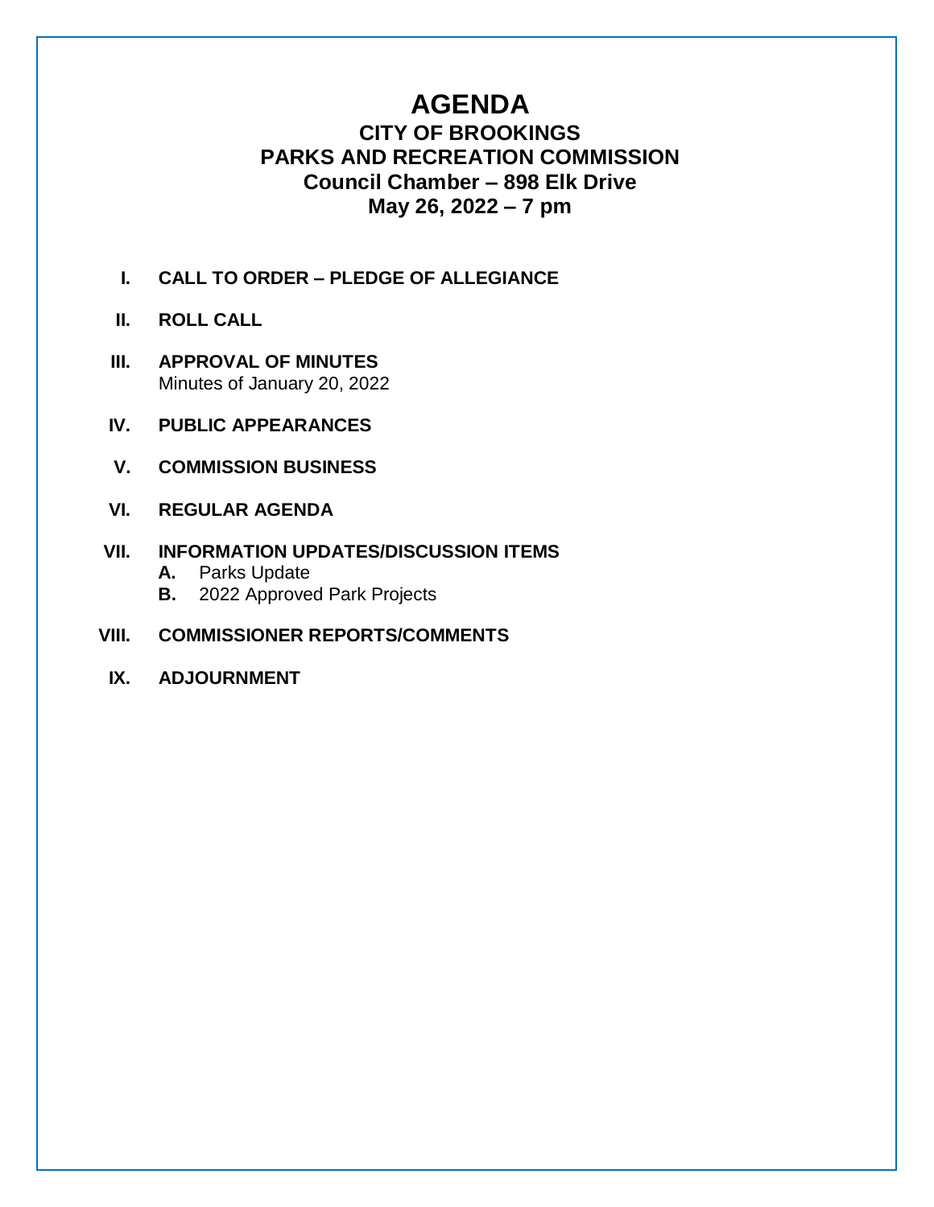# AGENDA

## CITY OF BROOKINGS
## PARKS AND RECREATION COMMISSION
## Council Chamber – 898 Elk Drive
## May 26, 2022 – 7 pm

I. **CALL TO ORDER – PLEDGE OF ALLEGIANCE**

II. **ROLL CALL**

III. **APPROVAL OF MINUTES**
Minutes of January 20, 2022

IV. **PUBLIC APPEARANCES**

V. **COMMISSION BUSINESS**

VI. **REGULAR AGENDA**

VII. **INFORMATION UPDATES/DISCUSSION ITEMS**
   **A.** Parks Update
   **B.** 2022 Approved Park Projects

VIII. **COMMISSIONER REPORTS/COMMENTS**

IX. **ADJOURNMENT**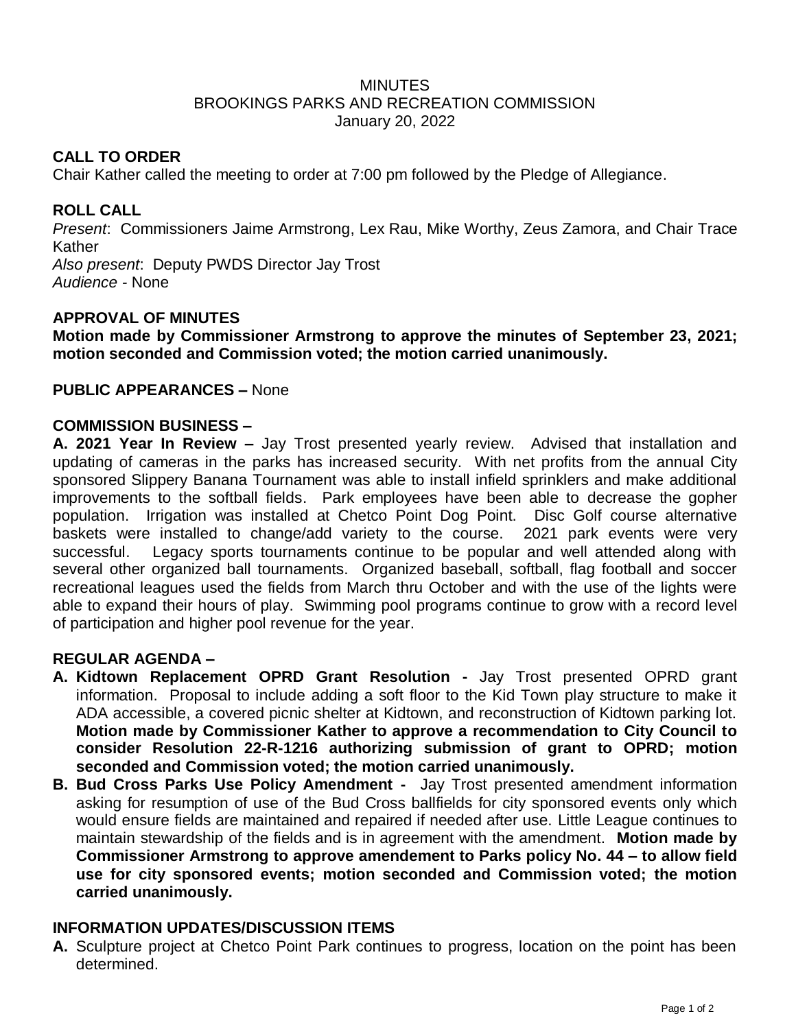MINUTES
BROOKINGS PARKS AND RECREATION COMMISSION
January 20, 2022

## CALL TO ORDER

Chair Kather called the meeting to order at 7:00 pm followed by the Pledge of Allegiance.

## ROLL CALL

*Present*: Commissioners Jaime Armstrong, Lex Rau, Mike Worthy, Zeus Zamora, and Chair Trace Kather
*Also present*: Deputy PWDS Director Jay Trost
*Audience* - None

## APPROVAL OF MINUTES

**Motion made by Commissioner Armstrong to approve the minutes of September 23, 2021; motion seconded and Commission voted; the motion carried unanimously.**

**PUBLIC APPEARANCES –** None

## COMMISSION BUSINESS –

**A. 2021 Year In Review –** Jay Trost presented yearly review. Advised that installation and updating of cameras in the parks has increased security. With net profits from the annual City sponsored Slippery Banana Tournament was able to install infield sprinklers and make additional improvements to the softball fields. Park employees have been able to decrease the gopher population. Irrigation was installed at Chetco Point Dog Point. Disc Golf course alternative baskets were installed to change/add variety to the course. 2021 park events were very successful. Legacy sports tournaments continue to be popular and well attended along with several other organized ball tournaments. Organized baseball, softball, flag football and soccer recreational leagues used the fields from March thru October and with the use of the lights were able to expand their hours of play. Swimming pool programs continue to grow with a record level of participation and higher pool revenue for the year.

## REGULAR AGENDA –

**A. Kidtown Replacement OPRD Grant Resolution -** Jay Trost presented OPRD grant information. Proposal to include adding a soft floor to the Kid Town play structure to make it ADA accessible, a covered picnic shelter at Kidtown, and reconstruction of Kidtown parking lot. **Motion made by Commissioner Kather to approve a recommendation to City Council to consider Resolution 22-R-1216 authorizing submission of grant to OPRD; motion seconded and Commission voted; the motion carried unanimously.**

**B. Bud Cross Parks Use Policy Amendment -** Jay Trost presented amendment information asking for resumption of use of the Bud Cross ballfields for city sponsored events only which would ensure fields are maintained and repaired if needed after use. Little League continues to maintain stewardship of the fields and is in agreement with the amendment. **Motion made by Commissioner Armstrong to approve amendement to Parks policy No. 44 – to allow field use for city sponsored events; motion seconded and Commission voted; the motion carried unanimously.**

## INFORMATION UPDATES/DISCUSSION ITEMS

**A.** Sculpture project at Chetco Point Park continues to progress, location on the point has been determined.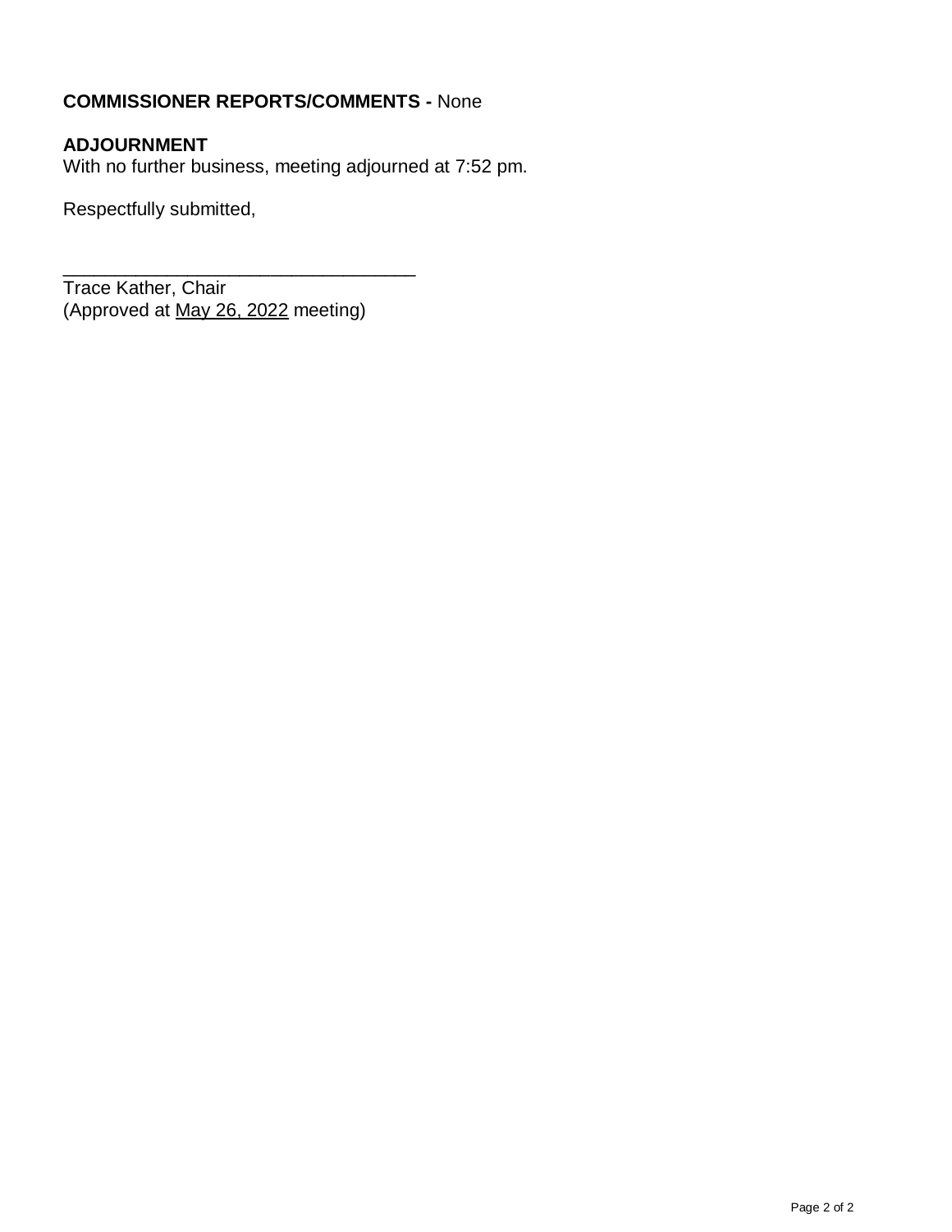**COMMISSIONER REPORTS/COMMENTS -** None

**ADJOURNMENT**
With no further business, meeting adjourned at 7:52 pm.

Respectfully submitted,

\_\_\_\_\_\_\_\_\_\_\_\_\_\_\_\_\_\_\_\_\_\_\_\_\_\_\_\_\_\_\_\_\_\_\_
Trace Kather, Chair
(Approved at <u>May 26, 2022</u> meeting)